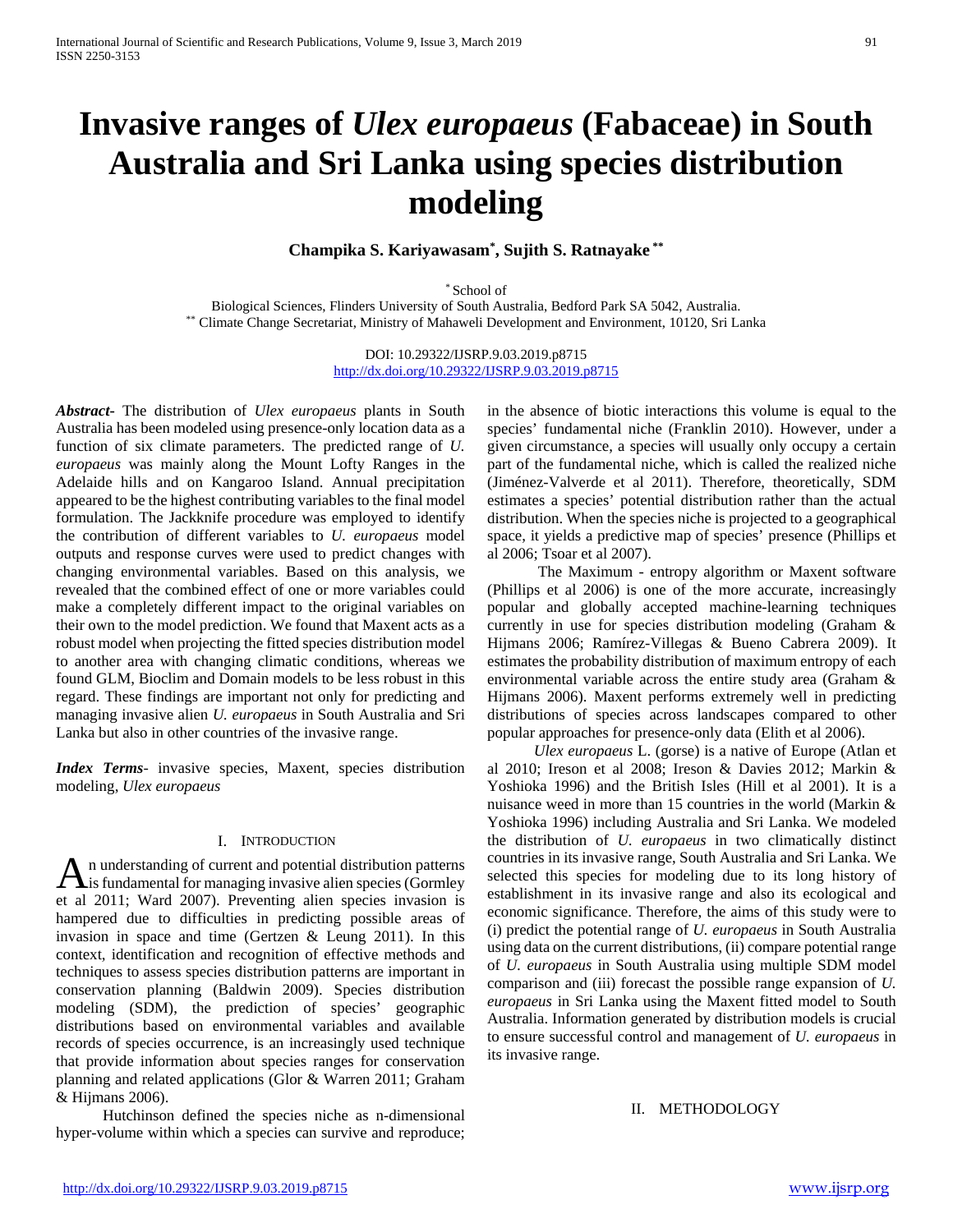# Invasive ranges of *Ulex europaeus* (Fabaceae) in South Australia and Sri Lanka using species distribution modeling

**Champika S. Kariyawasam[*], Sujith S. Ratnayake[**]**

[*] School of Biological Sciences, Flinders University of South Australia, Bedford Park SA 5042, Australia.
[**] Climate Change Secretariat, Ministry of Mahaweli Development and Environment, 10120, Sri Lanka

DOI: 10.29322/IJSRP.9.03.2019.p8715
http://dx.doi.org/10.29322/IJSRP.9.03.2019.p8715

***Abstract***- The distribution of *Ulex europaeus* plants in South Australia has been modeled using presence-only location data as a function of six climate parameters. The predicted range of *U. europaeus* was mainly along the Mount Lofty Ranges in the Adelaide hills and on Kangaroo Island. Annual precipitation appeared to be the highest contributing variables to the final model formulation. The Jackknife procedure was employed to identify the contribution of different variables to *U. europaeus* model outputs and response curves were used to predict changes with changing environmental variables. Based on this analysis, we revealed that the combined effect of one or more variables could make a completely different impact to the original variables on their own to the model prediction. We found that Maxent acts as a robust model when projecting the fitted species distribution model to another area with changing climatic conditions, whereas we found GLM, Bioclim and Domain models to be less robust in this regard. These findings are important not only for predicting and managing invasive alien *U. europaeus* in South Australia and Sri Lanka but also in other countries of the invasive range.

***Index Terms***- invasive species, Maxent, species distribution modeling, *Ulex europaeus*

## I. Introduction

An understanding of current and potential distribution patterns is fundamental for managing invasive alien species (Gormley et al 2011; Ward 2007). Preventing alien species invasion is hampered due to difficulties in predicting possible areas of invasion in space and time (Gertzen & Leung 2011). In this context, identification and recognition of effective methods and techniques to assess species distribution patterns are important in conservation planning (Baldwin 2009). Species distribution modeling (SDM), the prediction of species' geographic distributions based on environmental variables and available records of species occurrence, is an increasingly used technique that provide information about species ranges for conservation planning and related applications (Glor & Warren 2011; Graham & Hijmans 2006).

Hutchinson defined the species niche as n-dimensional hyper-volume within which a species can survive and reproduce; in the absence of biotic interactions this volume is equal to the species' fundamental niche (Franklin 2010). However, under a given circumstance, a species will usually only occupy a certain part of the fundamental niche, which is called the realized niche (Jiménez-Valverde et al 2011). Therefore, theoretically, SDM estimates a species' potential distribution rather than the actual distribution. When the species niche is projected to a geographical space, it yields a predictive map of species' presence (Phillips et al 2006; Tsoar et al 2007).

The Maximum - entropy algorithm or Maxent software (Phillips et al 2006) is one of the more accurate, increasingly popular and globally accepted machine-learning techniques currently in use for species distribution modeling (Graham & Hijmans 2006; Ramírez-Villegas & Bueno Cabrera 2009). It estimates the probability distribution of maximum entropy of each environmental variable across the entire study area (Graham & Hijmans 2006). Maxent performs extremely well in predicting distributions of species across landscapes compared to other popular approaches for presence-only data (Elith et al 2006).

*Ulex europaeus* L. (gorse) is a native of Europe (Atlan et al 2010; Ireson et al 2008; Ireson & Davies 2012; Markin & Yoshioka 1996) and the British Isles (Hill et al 2001). It is a nuisance weed in more than 15 countries in the world (Markin & Yoshioka 1996) including Australia and Sri Lanka. We modeled the distribution of *U. europaeus* in two climatically distinct countries in its invasive range, South Australia and Sri Lanka. We selected this species for modeling due to its long history of establishment in its invasive range and also its ecological and economic significance. Therefore, the aims of this study were to (i) predict the potential range of *U. europaeus* in South Australia using data on the current distributions, (ii) compare potential range of *U. europaeus* in South Australia using multiple SDM model comparison and (iii) forecast the possible range expansion of *U. europaeus* in Sri Lanka using the Maxent fitted model to South Australia. Information generated by distribution models is crucial to ensure successful control and management of *U. europaeus* in its invasive range.

## II. Methodology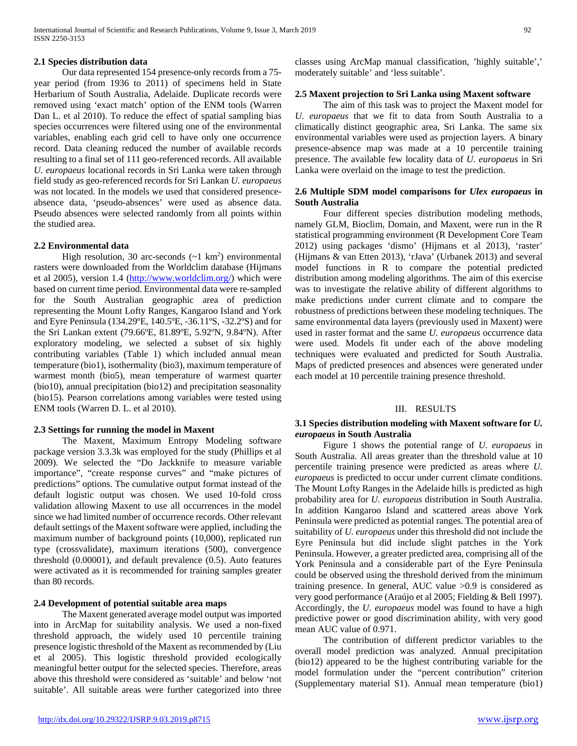### 2.1 Species distribution data

Our data represented 154 presence-only records from a 75-year period (from 1936 to 2011) of specimens held in State Herbarium of South Australia, Adelaide. Duplicate records were removed using 'exact match' option of the ENM tools (Warren Dan L. et al 2010). To reduce the effect of spatial sampling bias species occurrences were filtered using one of the environmental variables, enabling each grid cell to have only one occurrence record. Data cleaning reduced the number of available records resulting to a final set of 111 geo-referenced records. All available *U. europaeus* locational records in Sri Lanka were taken through field study as geo-referenced records for Sri Lankan *U. europaeus* was not located. In the models we used that considered presence-absence data, 'pseudo-absences' were used as absence data. Pseudo absences were selected randomly from all points within the studied area.

### 2.2 Environmental data

High resolution, 30 arc-seconds (~1 km$^2$) environmental rasters were downloaded from the Worldclim database (Hijmans et al 2005), version 1.4 (http://www.worldclim.org/) which were based on current time period. Environmental data were re-sampled for the South Australian geographic area of prediction representing the Mount Lofty Ranges, Kangaroo Island and York and Eyre Peninsula (134.29ºE, 140.5ºE, -36.11ºS, -32.2ºS) and for the Sri Lankan extent (79.66ºE, 81.89ºE, 5.92ºN, 9.84ºN). After exploratory modeling, we selected a subset of six highly contributing variables (Table 1) which included annual mean temperature (bio1), isothermality (bio3), maximum temperature of warmest month (bio5), mean temperature of warmest quarter (bio10), annual precipitation (bio12) and precipitation seasonality (bio15). Pearson correlations among variables were tested using ENM tools (Warren D. L. et al 2010).

### 2.3 Settings for running the model in Maxent

The Maxent, Maximum Entropy Modeling software package version 3.3.3k was employed for the study (Phillips et al 2009). We selected the "Do Jackknife to measure variable importance", "create response curves" and "make pictures of predictions" options. The cumulative output format instead of the default logistic output was chosen. We used 10-fold cross validation allowing Maxent to use all occurrences in the model since we had limited number of occurrence records. Other relevant default settings of the Maxent software were applied, including the maximum number of background points (10,000), replicated run type (crossvalidate), maximum iterations (500), convergence threshold (0.00001), and default prevalence (0.5). Auto features were activated as it is recommended for training samples greater than 80 records.

### 2.4 Development of potential suitable area maps

The Maxent generated average model output was imported into in ArcMap for suitability analysis. We used a non-fixed threshold approach, the widely used 10 percentile training presence logistic threshold of the Maxent as recommended by (Liu et al 2005). This logistic threshold provided ecologically meaningful better output for the selected species. Therefore, areas above this threshold were considered as 'suitable' and below 'not suitable'. All suitable areas were further categorized into three classes using ArcMap manual classification, 'highly suitable',' moderately suitable' and 'less suitable'.

### 2.5 Maxent projection to Sri Lanka using Maxent software

The aim of this task was to project the Maxent model for *U. europaeus* that we fit to data from South Australia to a climatically distinct geographic area, Sri Lanka. The same six environmental variables were used as projection layers. A binary presence-absence map was made at a 10 percentile training presence. The available few locality data of *U. europaeus* in Sri Lanka were overlaid on the image to test the prediction.

### 2.6 Multiple SDM model comparisons for *Ulex europaeus* in South Australia

Four different species distribution modeling methods, namely GLM, Bioclim, Domain, and Maxent, were run in the R statistical programming environment (R Development Core Team 2012) using packages 'dismo' (Hijmans et al 2013), 'raster' (Hijmans & van Etten 2013), 'rJava' (Urbanek 2013) and several model functions in R to compare the potential predicted distribution among modeling algorithms. The aim of this exercise was to investigate the relative ability of different algorithms to make predictions under current climate and to compare the robustness of predictions between these modeling techniques. The same environmental data layers (previously used in Maxent) were used in raster format and the same *U. europaeus* occurrence data were used. Models fit under each of the above modeling techniques were evaluated and predicted for South Australia. Maps of predicted presences and absences were generated under each model at 10 percentile training presence threshold.

## III. RESULTS

### 3.1 Species distribution modeling with Maxent software for *U. europaeus* in South Australia

Figure 1 shows the potential range of *U. europaeus* in South Australia. All areas greater than the threshold value at 10 percentile training presence were predicted as areas where *U. europaeus* is predicted to occur under current climate conditions. The Mount Lofty Ranges in the Adelaide hills is predicted as high probability area for *U. europaeus* distribution in South Australia. In addition Kangaroo Island and scattered areas above York Peninsula were predicted as potential ranges. The potential area of suitability of *U. europaeus* under this threshold did not include the Eyre Peninsula but did include slight patches in the York Peninsula. However, a greater predicted area, comprising all of the York Peninsula and a considerable part of the Eyre Peninsula could be observed using the threshold derived from the minimum training presence. In general, AUC value >0.9 is considered as very good performance (Araújo et al 2005; Fielding & Bell 1997). Accordingly, the *U. europaeus* model was found to have a high predictive power or good discrimination ability, with very good mean AUC value of 0.971.

The contribution of different predictor variables to the overall model prediction was analyzed. Annual precipitation (bio12) appeared to be the highest contributing variable for the model formulation under the "percent contribution" criterion (Supplementary material S1). Annual mean temperature (bio1)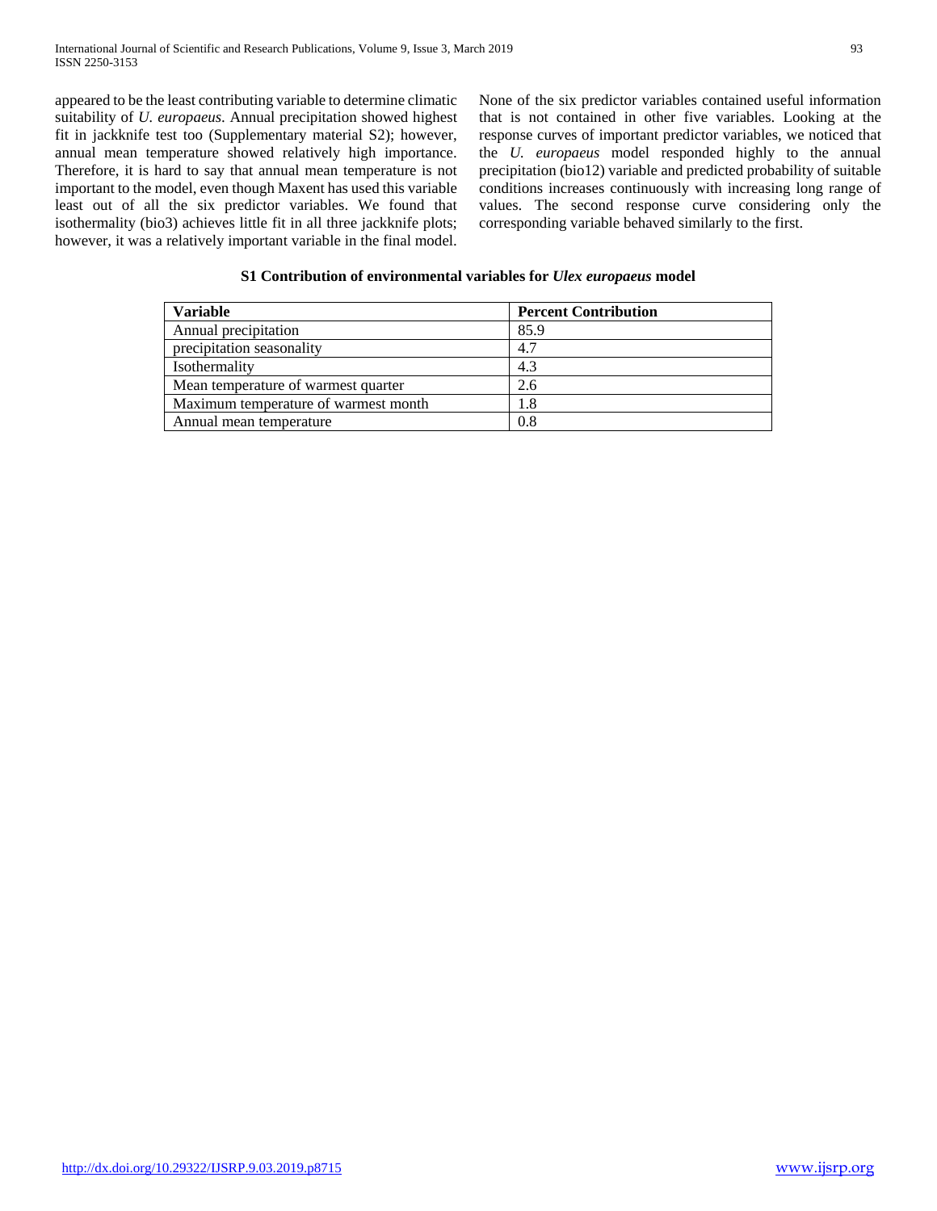appeared to be the least contributing variable to determine climatic suitability of *U. europaeus*. Annual precipitation showed highest fit in jackknife test too (Supplementary material S2); however, annual mean temperature showed relatively high importance. Therefore, it is hard to say that annual mean temperature is not important to the model, even though Maxent has used this variable least out of all the six predictor variables. We found that isothermality (bio3) achieves little fit in all three jackknife plots; however, it was a relatively important variable in the final model. None of the six predictor variables contained useful information that is not contained in other five variables. Looking at the response curves of important predictor variables, we noticed that the *U. europaeus* model responded highly to the annual precipitation (bio12) variable and predicted probability of suitable conditions increases continuously with increasing long range of values. The second response curve considering only the corresponding variable behaved similarly to the first.

**S1 Contribution of environmental variables for *Ulex europaeus* model**

| Variable | Percent Contribution |
|---|---|
| Annual precipitation | 85.9 |
| precipitation seasonality | 4.7 |
| Isothermality | 4.3 |
| Mean temperature of warmest quarter | 2.6 |
| Maximum temperature of warmest month | 1.8 |
| Annual mean temperature | 0.8 |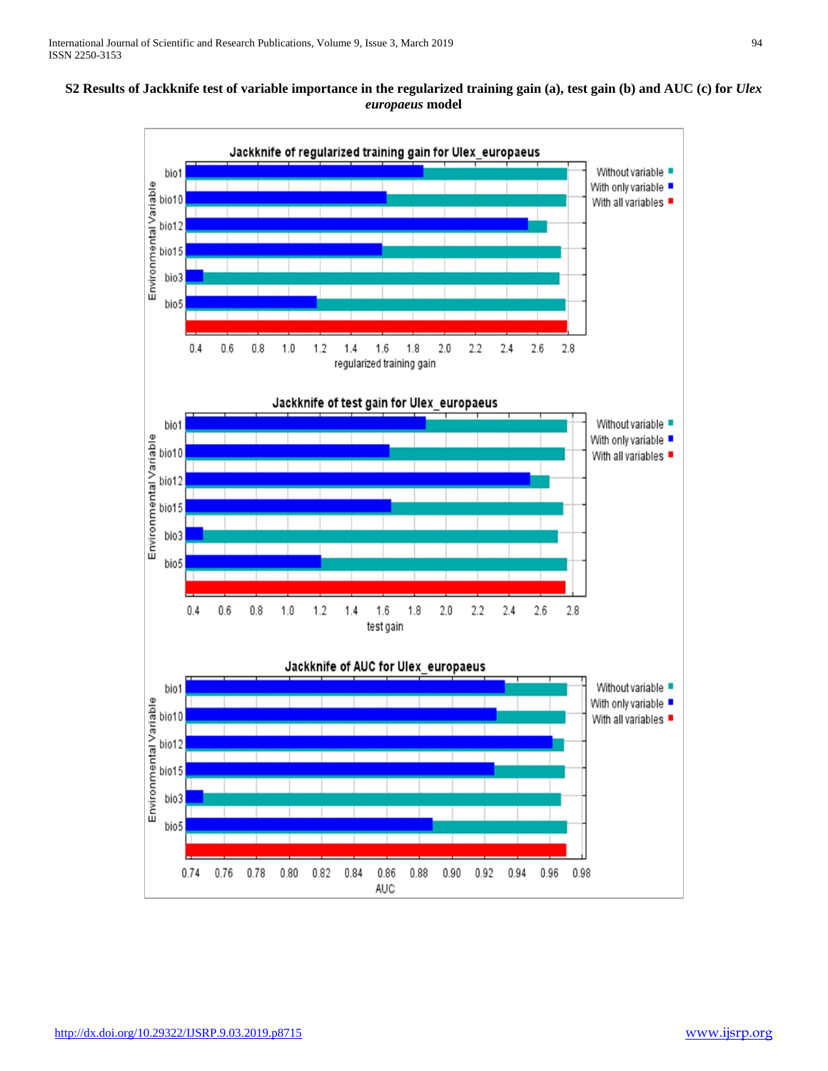**S2 Results of Jackknife test of variable importance in the regularized training gain (a), test gain (b) and AUC (c) for *Ulex europaeus* model**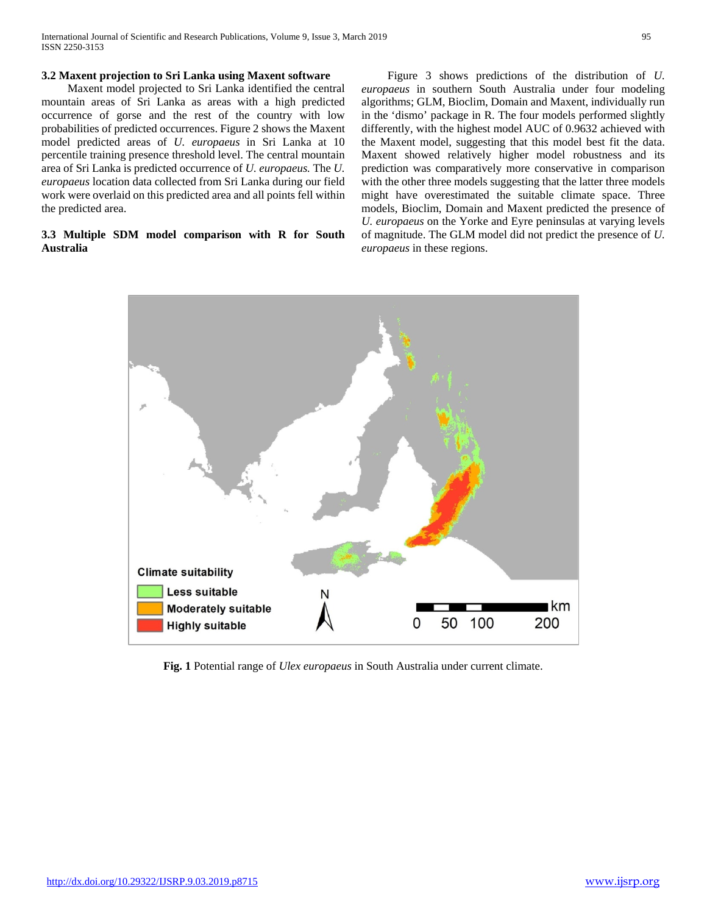### 3.2 Maxent projection to Sri Lanka using Maxent software

Maxent model projected to Sri Lanka identified the central mountain areas of Sri Lanka as areas with a high predicted occurrence of gorse and the rest of the country with low probabilities of predicted occurrences. Figure 2 shows the Maxent model predicted areas of *U. europaeus* in Sri Lanka at 10 percentile training presence threshold level. The central mountain area of Sri Lanka is predicted occurrence of *U. europaeus.* The *U. europaeus* location data collected from Sri Lanka during our field work were overlaid on this predicted area and all points fell within the predicted area.

### 3.3 Multiple SDM model comparison with R for South Australia

Figure 3 shows predictions of the distribution of *U. europaeus* in southern South Australia under four modeling algorithms; GLM, Bioclim, Domain and Maxent, individually run in the 'dismo' package in R. The four models performed slightly differently, with the highest model AUC of 0.9632 achieved with the Maxent model, suggesting that this model best fit the data. Maxent showed relatively higher model robustness and its prediction was comparatively more conservative in comparison with the other three models suggesting that the latter three models might have overestimated the suitable climate space. Three models, Bioclim, Domain and Maxent predicted the presence of *U. europaeus* on the Yorke and Eyre peninsulas at varying levels of magnitude. The GLM model did not predict the presence of *U. europaeus* in these regions.

**Fig. 1** Potential range of *Ulex europaeus* in South Australia under current climate.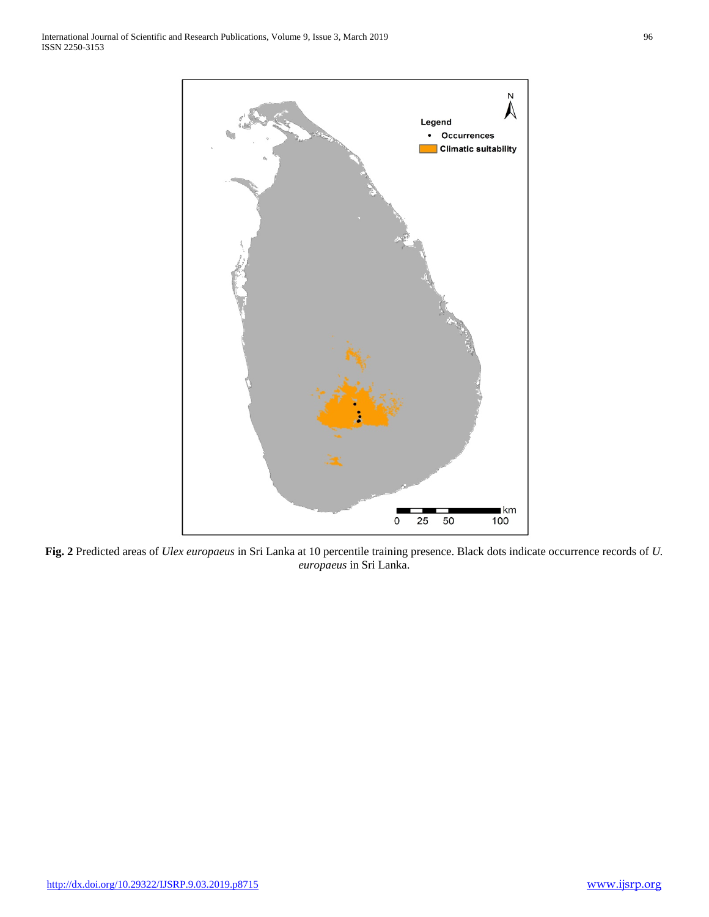**Fig. 2** Predicted areas of *Ulex europaeus* in Sri Lanka at 10 percentile training presence. Black dots indicate occurrence records of *U. europaeus* in Sri Lanka.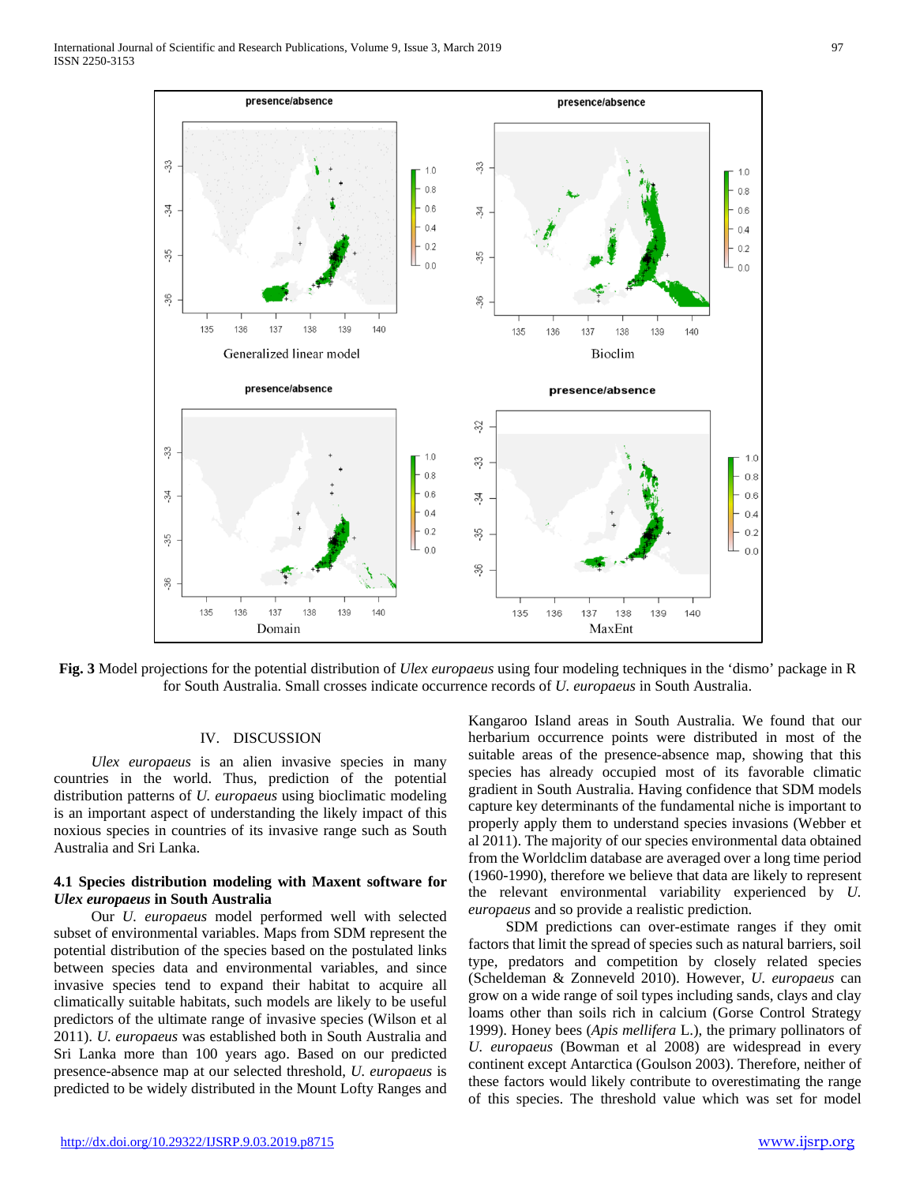**Fig. 3** Model projections for the potential distribution of *Ulex europaeus* using four modeling techniques in the 'dismo' package in R for South Australia. Small crosses indicate occurrence records of *U. europaeus* in South Australia.

## IV. DISCUSSION

*Ulex europaeus* is an alien invasive species in many countries in the world. Thus, prediction of the potential distribution patterns of *U. europaeus* using bioclimatic modeling is an important aspect of understanding the likely impact of this noxious species in countries of its invasive range such as South Australia and Sri Lanka.

### 4.1 Species distribution modeling with Maxent software for *Ulex europaeus* in South Australia

Our *U. europaeus* model performed well with selected subset of environmental variables. Maps from SDM represent the potential distribution of the species based on the postulated links between species data and environmental variables, and since invasive species tend to expand their habitat to acquire all climatically suitable habitats, such models are likely to be useful predictors of the ultimate range of invasive species (Wilson et al 2011). *U. europaeus* was established both in South Australia and Sri Lanka more than 100 years ago. Based on our predicted presence-absence map at our selected threshold, *U. europaeus* is predicted to be widely distributed in the Mount Lofty Ranges and Kangaroo Island areas in South Australia. We found that our herbarium occurrence points were distributed in most of the suitable areas of the presence-absence map, showing that this species has already occupied most of its favorable climatic gradient in South Australia. Having confidence that SDM models capture key determinants of the fundamental niche is important to properly apply them to understand species invasions (Webber et al 2011). The majority of our species environmental data obtained from the Worldclim database are averaged over a long time period (1960-1990), therefore we believe that data are likely to represent the relevant environmental variability experienced by *U. europaeus* and so provide a realistic prediction.

SDM predictions can over-estimate ranges if they omit factors that limit the spread of species such as natural barriers, soil type, predators and competition by closely related species (Scheldeman & Zonneveld 2010). However, *U. europaeus* can grow on a wide range of soil types including sands, clays and clay loams other than soils rich in calcium (Gorse Control Strategy 1999). Honey bees (*Apis mellifera* L.), the primary pollinators of *U. europaeus* (Bowman et al 2008) are widespread in every continent except Antarctica (Goulson 2003). Therefore, neither of these factors would likely contribute to overestimating the range of this species. The threshold value which was set for model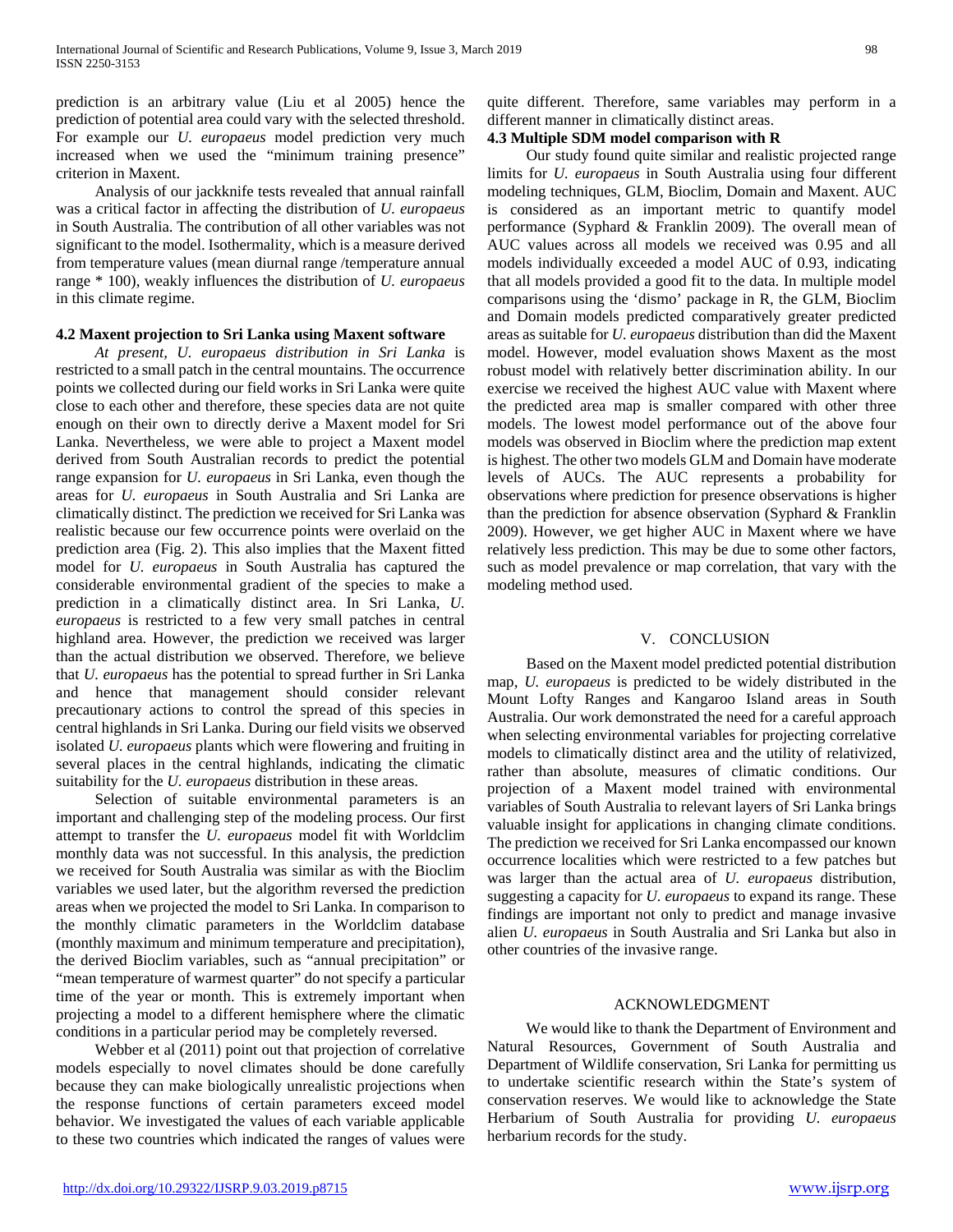prediction is an arbitrary value (Liu et al 2005) hence the prediction of potential area could vary with the selected threshold. For example our *U. europaeus* model prediction very much increased when we used the "minimum training presence" criterion in Maxent.

Analysis of our jackknife tests revealed that annual rainfall was a critical factor in affecting the distribution of *U. europaeus* in South Australia. The contribution of all other variables was not significant to the model. Isothermality, which is a measure derived from temperature values (mean diurnal range /temperature annual range * 100), weakly influences the distribution of *U. europaeus* in this climate regime.

### 4.2 Maxent projection to Sri Lanka using Maxent software

*At present, U. europaeus distribution in Sri Lanka* is restricted to a small patch in the central mountains. The occurrence points we collected during our field works in Sri Lanka were quite close to each other and therefore, these species data are not quite enough on their own to directly derive a Maxent model for Sri Lanka. Nevertheless, we were able to project a Maxent model derived from South Australian records to predict the potential range expansion for *U. europaeus* in Sri Lanka, even though the areas for *U. europaeus* in South Australia and Sri Lanka are climatically distinct. The prediction we received for Sri Lanka was realistic because our few occurrence points were overlaid on the prediction area (Fig. 2). This also implies that the Maxent fitted model for *U. europaeus* in South Australia has captured the considerable environmental gradient of the species to make a prediction in a climatically distinct area. In Sri Lanka, *U. europaeus* is restricted to a few very small patches in central highland area. However, the prediction we received was larger than the actual distribution we observed. Therefore, we believe that *U. europaeus* has the potential to spread further in Sri Lanka and hence that management should consider relevant precautionary actions to control the spread of this species in central highlands in Sri Lanka. During our field visits we observed isolated *U. europaeus* plants which were flowering and fruiting in several places in the central highlands, indicating the climatic suitability for the *U. europaeus* distribution in these areas.

Selection of suitable environmental parameters is an important and challenging step of the modeling process. Our first attempt to transfer the *U. europaeus* model fit with Worldclim monthly data was not successful. In this analysis, the prediction we received for South Australia was similar as with the Bioclim variables we used later, but the algorithm reversed the prediction areas when we projected the model to Sri Lanka. In comparison to the monthly climatic parameters in the Worldclim database (monthly maximum and minimum temperature and precipitation), the derived Bioclim variables, such as "annual precipitation" or "mean temperature of warmest quarter" do not specify a particular time of the year or month. This is extremely important when projecting a model to a different hemisphere where the climatic conditions in a particular period may be completely reversed.

Webber et al (2011) point out that projection of correlative models especially to novel climates should be done carefully because they can make biologically unrealistic projections when the response functions of certain parameters exceed model behavior. We investigated the values of each variable applicable to these two countries which indicated the ranges of values were quite different. Therefore, same variables may perform in a different manner in climatically distinct areas.

### 4.3 Multiple SDM model comparison with R

Our study found quite similar and realistic projected range limits for *U. europaeus* in South Australia using four different modeling techniques, GLM, Bioclim, Domain and Maxent. AUC is considered as an important metric to quantify model performance (Syphard & Franklin 2009). The overall mean of AUC values across all models we received was 0.95 and all models individually exceeded a model AUC of 0.93, indicating that all models provided a good fit to the data. In multiple model comparisons using the 'dismo' package in R, the GLM, Bioclim and Domain models predicted comparatively greater predicted areas as suitable for *U. europaeus* distribution than did the Maxent model. However, model evaluation shows Maxent as the most robust model with relatively better discrimination ability. In our exercise we received the highest AUC value with Maxent where the predicted area map is smaller compared with other three models. The lowest model performance out of the above four models was observed in Bioclim where the prediction map extent is highest. The other two models GLM and Domain have moderate levels of AUCs. The AUC represents a probability for observations where prediction for presence observations is higher than the prediction for absence observation (Syphard & Franklin 2009). However, we get higher AUC in Maxent where we have relatively less prediction. This may be due to some other factors, such as model prevalence or map correlation, that vary with the modeling method used.

## V. CONCLUSION

Based on the Maxent model predicted potential distribution map, *U. europaeus* is predicted to be widely distributed in the Mount Lofty Ranges and Kangaroo Island areas in South Australia. Our work demonstrated the need for a careful approach when selecting environmental variables for projecting correlative models to climatically distinct area and the utility of relativized, rather than absolute, measures of climatic conditions. Our projection of a Maxent model trained with environmental variables of South Australia to relevant layers of Sri Lanka brings valuable insight for applications in changing climate conditions. The prediction we received for Sri Lanka encompassed our known occurrence localities which were restricted to a few patches but was larger than the actual area of *U. europaeus* distribution, suggesting a capacity for *U. europaeus* to expand its range. These findings are important not only to predict and manage invasive alien *U. europaeus* in South Australia and Sri Lanka but also in other countries of the invasive range.

## ACKNOWLEDGMENT

We would like to thank the Department of Environment and Natural Resources, Government of South Australia and Department of Wildlife conservation, Sri Lanka for permitting us to undertake scientific research within the State's system of conservation reserves. We would like to acknowledge the State Herbarium of South Australia for providing *U. europaeus* herbarium records for the study.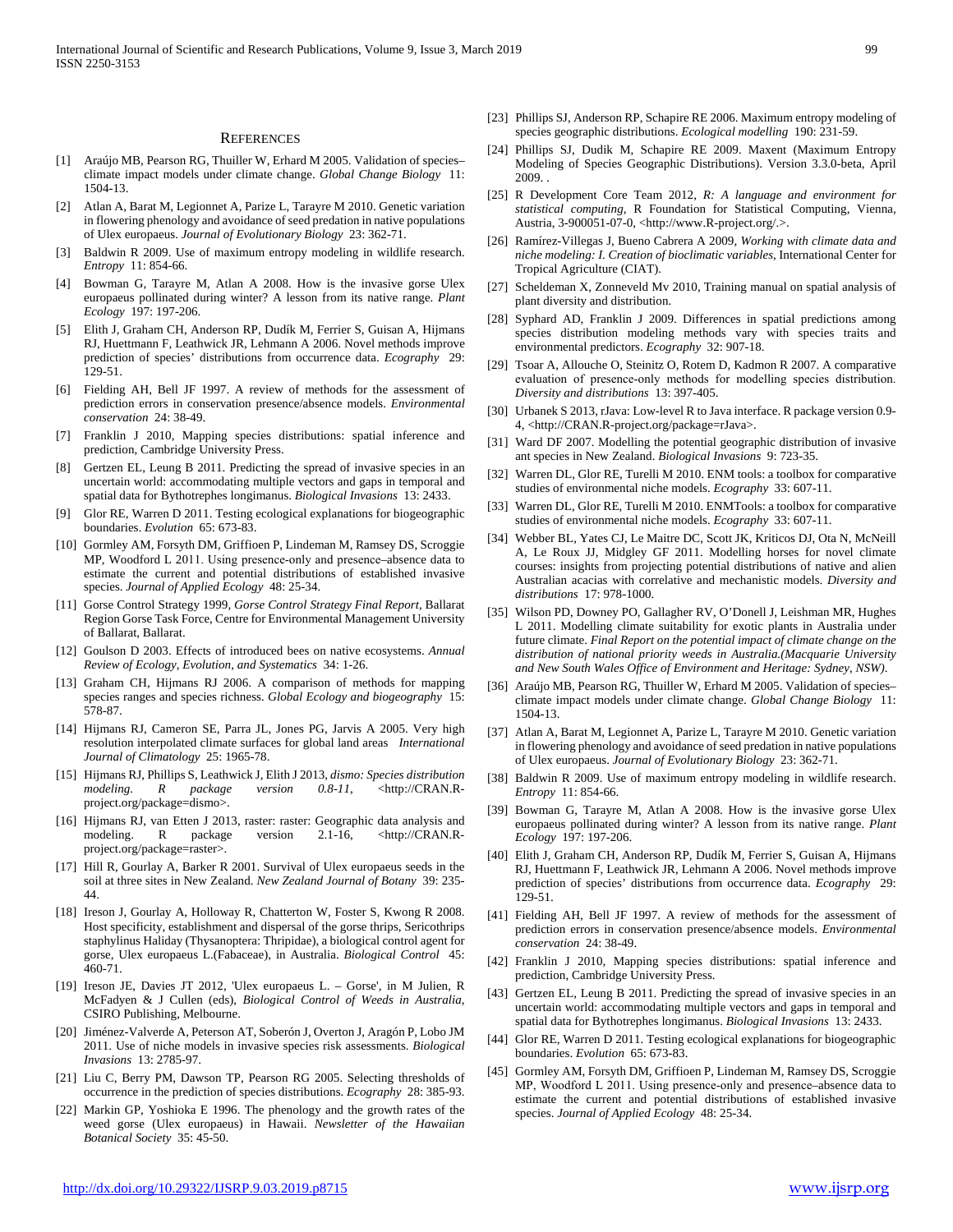## References

[1] Araújo MB, Pearson RG, Thuiller W, Erhard M 2005. Validation of species–climate impact models under climate change. *Global Change Biology* 11: 1504-13.

[2] Atlan A, Barat M, Legionnet A, Parize L, Tarayre M 2010. Genetic variation in flowering phenology and avoidance of seed predation in native populations of Ulex europaeus. *Journal of Evolutionary Biology* 23: 362-71.

[3] Baldwin R 2009. Use of maximum entropy modeling in wildlife research. *Entropy* 11: 854-66.

[4] Bowman G, Tarayre M, Atlan A 2008. How is the invasive gorse Ulex europaeus pollinated during winter? A lesson from its native range. *Plant Ecology* 197: 197-206.

[5] Elith J, Graham CH, Anderson RP, Dudík M, Ferrier S, Guisan A, Hijmans RJ, Huettmann F, Leathwick JR, Lehmann A 2006. Novel methods improve prediction of species' distributions from occurrence data. *Ecography* 29: 129-51.

[6] Fielding AH, Bell JF 1997. A review of methods for the assessment of prediction errors in conservation presence/absence models. *Environmental conservation* 24: 38-49.

[7] Franklin J 2010, Mapping species distributions: spatial inference and prediction, Cambridge University Press.

[8] Gertzen EL, Leung B 2011. Predicting the spread of invasive species in an uncertain world: accommodating multiple vectors and gaps in temporal and spatial data for Bythotrephes longimanus. *Biological Invasions* 13: 2433.

[9] Glor RE, Warren D 2011. Testing ecological explanations for biogeographic boundaries. *Evolution* 65: 673-83.

[10] Gormley AM, Forsyth DM, Griffioen P, Lindeman M, Ramsey DS, Scroggie MP, Woodford L 2011. Using presence-only and presence–absence data to estimate the current and potential distributions of established invasive species. *Journal of Applied Ecology* 48: 25-34.

[11] Gorse Control Strategy 1999, *Gorse Control Strategy Final Report*, Ballarat Region Gorse Task Force, Centre for Environmental Management University of Ballarat, Ballarat.

[12] Goulson D 2003. Effects of introduced bees on native ecosystems. *Annual Review of Ecology, Evolution, and Systematics* 34: 1-26.

[13] Graham CH, Hijmans RJ 2006. A comparison of methods for mapping species ranges and species richness. *Global Ecology and biogeography* 15: 578-87.

[14] Hijmans RJ, Cameron SE, Parra JL, Jones PG, Jarvis A 2005. Very high resolution interpolated climate surfaces for global land areas *International Journal of Climatology* 25: 1965-78.

[15] Hijmans RJ, Phillips S, Leathwick J, Elith J 2013, *dismo: Species distribution modeling. R package version 0.8-11*, <http://CRAN.R-project.org/package=dismo>.

[16] Hijmans RJ, van Etten J 2013, raster: raster: Geographic data analysis and modeling. R package version 2.1-16, <http://CRAN.R-project.org/package=raster>.

[17] Hill R, Gourlay A, Barker R 2001. Survival of Ulex europaeus seeds in the soil at three sites in New Zealand. *New Zealand Journal of Botany* 39: 235-44.

[18] Ireson J, Gourlay A, Holloway R, Chatterton W, Foster S, Kwong R 2008. Host specificity, establishment and dispersal of the gorse thrips, Sericothrips staphylinus Haliday (Thysanoptera: Thripidae), a biological control agent for gorse, Ulex europaeus L.(Fabaceae), in Australia. *Biological Control* 45: 460-71.

[19] Ireson JE, Davies JT 2012, 'Ulex europaeus L. – Gorse', in M Julien, R McFadyen & J Cullen (eds), *Biological Control of Weeds in Australia*, CSIRO Publishing, Melbourne.

[20] Jiménez-Valverde A, Peterson AT, Soberón J, Overton J, Aragón P, Lobo JM 2011. Use of niche models in invasive species risk assessments. *Biological Invasions* 13: 2785-97.

[21] Liu C, Berry PM, Dawson TP, Pearson RG 2005. Selecting thresholds of occurrence in the prediction of species distributions. *Ecography* 28: 385-93.

[22] Markin GP, Yoshioka E 1996. The phenology and the growth rates of the weed gorse (Ulex europaeus) in Hawaii. *Newsletter of the Hawaiian Botanical Society* 35: 45-50.

[23] Phillips SJ, Anderson RP, Schapire RE 2006. Maximum entropy modeling of species geographic distributions. *Ecological modelling* 190: 231-59.

[24] Phillips SJ, Dudik M, Schapire RE 2009. Maxent (Maximum Entropy Modeling of Species Geographic Distributions). Version 3.3.0-beta, April 2009. .

[25] R Development Core Team 2012, *R: A language and environment for statistical computing*, R Foundation for Statistical Computing, Vienna, Austria, 3-900051-07-0, <http://www.R-project.org/.>.

[26] Ramírez-Villegas J, Bueno Cabrera A 2009, *Working with climate data and niche modeling: I. Creation of bioclimatic variables*, International Center for Tropical Agriculture (CIAT).

[27] Scheldeman X, Zonneveld Mv 2010, Training manual on spatial analysis of plant diversity and distribution.

[28] Syphard AD, Franklin J 2009. Differences in spatial predictions among species distribution modeling methods vary with species traits and environmental predictors. *Ecography* 32: 907-18.

[29] Tsoar A, Allouche O, Steinitz O, Rotem D, Kadmon R 2007. A comparative evaluation of presence-only methods for modelling species distribution. *Diversity and distributions* 13: 397-405.

[30] Urbanek S 2013, rJava: Low-level R to Java interface. R package version 0.9-4, <http://CRAN.R-project.org/package=rJava>.

[31] Ward DF 2007. Modelling the potential geographic distribution of invasive ant species in New Zealand. *Biological Invasions* 9: 723-35.

[32] Warren DL, Glor RE, Turelli M 2010. ENM tools: a toolbox for comparative studies of environmental niche models. *Ecography* 33: 607-11.

[33] Warren DL, Glor RE, Turelli M 2010. ENMTools: a toolbox for comparative studies of environmental niche models. *Ecography* 33: 607-11.

[34] Webber BL, Yates CJ, Le Maitre DC, Scott JK, Kriticos DJ, Ota N, McNeill A, Le Roux JJ, Midgley GF 2011. Modelling horses for novel climate courses: insights from projecting potential distributions of native and alien Australian acacias with correlative and mechanistic models. *Diversity and distributions* 17: 978-1000.

[35] Wilson PD, Downey PO, Gallagher RV, O'Donell J, Leishman MR, Hughes L 2011. Modelling climate suitability for exotic plants in Australia under future climate. *Final Report on the potential impact of climate change on the distribution of national priority weeds in Australia.(Macquarie University and New South Wales Office of Environment and Heritage: Sydney, NSW)*.

[36] Araújo MB, Pearson RG, Thuiller W, Erhard M 2005. Validation of species–climate impact models under climate change. *Global Change Biology* 11: 1504-13.

[37] Atlan A, Barat M, Legionnet A, Parize L, Tarayre M 2010. Genetic variation in flowering phenology and avoidance of seed predation in native populations of Ulex europaeus. *Journal of Evolutionary Biology* 23: 362-71.

[38] Baldwin R 2009. Use of maximum entropy modeling in wildlife research. *Entropy* 11: 854-66.

[39] Bowman G, Tarayre M, Atlan A 2008. How is the invasive gorse Ulex europaeus pollinated during winter? A lesson from its native range. *Plant Ecology* 197: 197-206.

[40] Elith J, Graham CH, Anderson RP, Dudík M, Ferrier S, Guisan A, Hijmans RJ, Huettmann F, Leathwick JR, Lehmann A 2006. Novel methods improve prediction of species' distributions from occurrence data. *Ecography* 29: 129-51.

[41] Fielding AH, Bell JF 1997. A review of methods for the assessment of prediction errors in conservation presence/absence models. *Environmental conservation* 24: 38-49.

[42] Franklin J 2010, Mapping species distributions: spatial inference and prediction, Cambridge University Press.

[43] Gertzen EL, Leung B 2011. Predicting the spread of invasive species in an uncertain world: accommodating multiple vectors and gaps in temporal and spatial data for Bythotrephes longimanus. *Biological Invasions* 13: 2433.

[44] Glor RE, Warren D 2011. Testing ecological explanations for biogeographic boundaries. *Evolution* 65: 673-83.

[45] Gormley AM, Forsyth DM, Griffioen P, Lindeman M, Ramsey DS, Scroggie MP, Woodford L 2011. Using presence-only and presence–absence data to estimate the current and potential distributions of established invasive species. *Journal of Applied Ecology* 48: 25-34.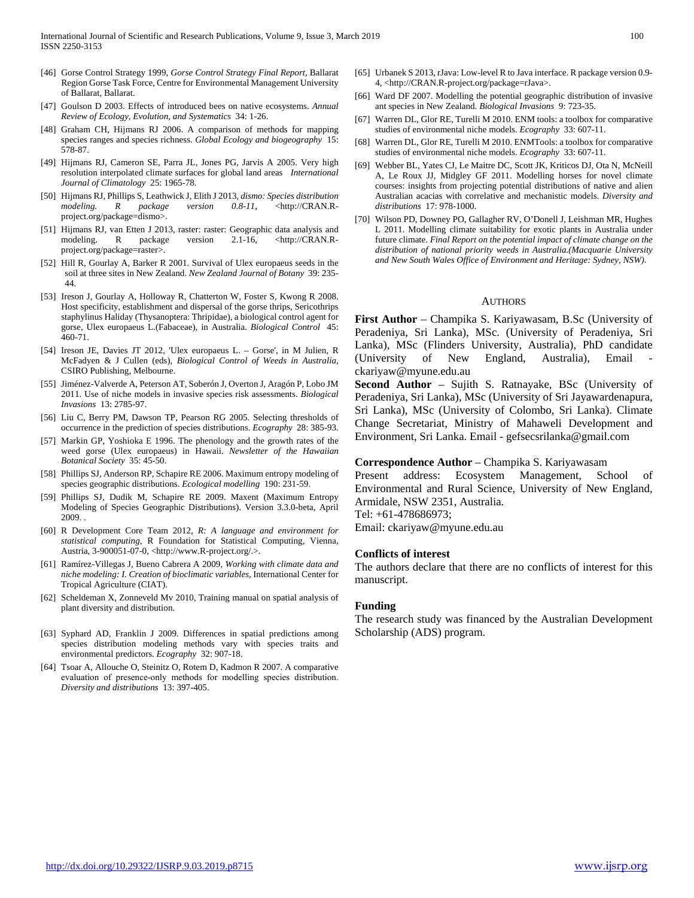[46] Gorse Control Strategy 1999, *Gorse Control Strategy Final Report*, Ballarat Region Gorse Task Force, Centre for Environmental Management University of Ballarat, Ballarat.

[47] Goulson D 2003. Effects of introduced bees on native ecosystems. *Annual Review of Ecology, Evolution, and Systematics* 34: 1-26.

[48] Graham CH, Hijmans RJ 2006. A comparison of methods for mapping species ranges and species richness. *Global Ecology and biogeography* 15: 578-87.

[49] Hijmans RJ, Cameron SE, Parra JL, Jones PG, Jarvis A 2005. Very high resolution interpolated climate surfaces for global land areas *International Journal of Climatology* 25: 1965-78.

[50] Hijmans RJ, Phillips S, Leathwick J, Elith J 2013, *dismo: Species distribution modeling. R package version 0.8-11*, <http://CRAN.R-project.org/package=dismo>.

[51] Hijmans RJ, van Etten J 2013, raster: raster: Geographic data analysis and modeling. R package version 2.1-16, <http://CRAN.R-project.org/package=raster>.

[52] Hill R, Gourlay A, Barker R 2001. Survival of Ulex europaeus seeds in the soil at three sites in New Zealand. *New Zealand Journal of Botany* 39: 235-44.

[53] Ireson J, Gourlay A, Holloway R, Chatterton W, Foster S, Kwong R 2008. Host specificity, establishment and dispersal of the gorse thrips, Sericothrips staphylinus Haliday (Thysanoptera: Thripidae), a biological control agent for gorse, Ulex europaeus L.(Fabaceae), in Australia. *Biological Control* 45: 460-71.

[54] Ireson JE, Davies JT 2012, 'Ulex europaeus L. – Gorse', in M Julien, R McFadyen & J Cullen (eds), *Biological Control of Weeds in Australia*, CSIRO Publishing, Melbourne.

[55] Jiménez-Valverde A, Peterson AT, Soberón J, Overton J, Aragón P, Lobo JM 2011. Use of niche models in invasive species risk assessments. *Biological Invasions* 13: 2785-97.

[56] Liu C, Berry PM, Dawson TP, Pearson RG 2005. Selecting thresholds of occurrence in the prediction of species distributions. *Ecography* 28: 385-93.

[57] Markin GP, Yoshioka E 1996. The phenology and the growth rates of the weed gorse (Ulex europaeus) in Hawaii. *Newsletter of the Hawaiian Botanical Society* 35: 45-50.

[58] Phillips SJ, Anderson RP, Schapire RE 2006. Maximum entropy modeling of species geographic distributions. *Ecological modelling* 190: 231-59.

[59] Phillips SJ, Dudik M, Schapire RE 2009. Maxent (Maximum Entropy Modeling of Species Geographic Distributions). Version 3.3.0-beta, April 2009. .

[60] R Development Core Team 2012, *R: A language and environment for statistical computing*, R Foundation for Statistical Computing, Vienna, Austria, 3-900051-07-0, <http://www.R-project.org/.>.

[61] Ramírez-Villegas J, Bueno Cabrera A 2009, *Working with climate data and niche modeling: I. Creation of bioclimatic variables*, International Center for Tropical Agriculture (CIAT).

[62] Scheldeman X, Zonneveld Mv 2010, Training manual on spatial analysis of plant diversity and distribution.

[63] Syphard AD, Franklin J 2009. Differences in spatial predictions among species distribution modeling methods vary with species traits and environmental predictors. *Ecography* 32: 907-18.

[64] Tsoar A, Allouche O, Steinitz O, Rotem D, Kadmon R 2007. A comparative evaluation of presence-only methods for modelling species distribution. *Diversity and distributions* 13: 397-405.

[65] Urbanek S 2013, rJava: Low-level R to Java interface. R package version 0.9-4, <http://CRAN.R-project.org/package=rJava>.

[66] Ward DF 2007. Modelling the potential geographic distribution of invasive ant species in New Zealand. *Biological Invasions* 9: 723-35.

[67] Warren DL, Glor RE, Turelli M 2010. ENM tools: a toolbox for comparative studies of environmental niche models. *Ecography* 33: 607-11.

[68] Warren DL, Glor RE, Turelli M 2010. ENMTools: a toolbox for comparative studies of environmental niche models. *Ecography* 33: 607-11.

[69] Webber BL, Yates CJ, Le Maitre DC, Scott JK, Kriticos DJ, Ota N, McNeill A, Le Roux JJ, Midgley GF 2011. Modelling horses for novel climate courses: insights from projecting potential distributions of native and alien Australian acacias with correlative and mechanistic models. *Diversity and distributions* 17: 978-1000.

[70] Wilson PD, Downey PO, Gallagher RV, O'Donell J, Leishman MR, Hughes L 2011. Modelling climate suitability for exotic plants in Australia under future climate. *Final Report on the potential impact of climate change on the distribution of national priority weeds in Australia.(Macquarie University and New South Wales Office of Environment and Heritage: Sydney, NSW).*

## Authors

**First Author** – Champika S. Kariyawasam, B.Sc (University of Peradeniya, Sri Lanka), MSc. (University of Peradeniya, Sri Lanka), MSc (Flinders University, Australia), PhD candidate (University of New England, Australia), Email - ckariyaw@myune.edu.au

**Second Author** – Sujith S. Ratnayake, BSc (University of Peradeniya, Sri Lanka), MSc (University of Sri Jayawardenapura, Sri Lanka), MSc (University of Colombo, Sri Lanka). Climate Change Secretariat, Ministry of Mahaweli Development and Environment, Sri Lanka. Email - gefsecsrilanka@gmail.com

**Correspondence Author** – Champika S. Kariyawasam
Present address: Ecosystem Management, School of Environmental and Rural Science, University of New England, Armidale, NSW 2351, Australia.
Tel: +61-478686973;
Email: ckariyaw@myune.edu.au

### Conflicts of interest

The authors declare that there are no conflicts of interest for this manuscript.

### Funding

The research study was financed by the Australian Development Scholarship (ADS) program.